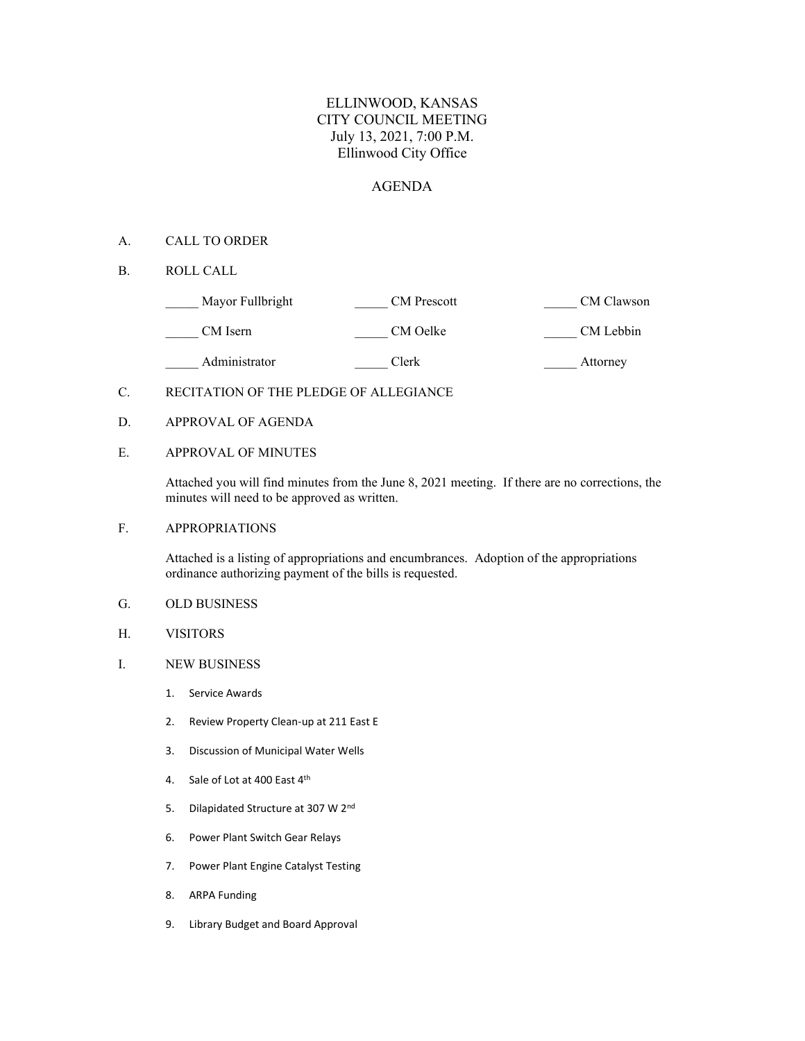# ELLINWOOD, KANSAS
## CITY COUNCIL MEETING
### July 13, 2021, 7:00 P.M.
### Ellinwood City Office

## AGENDA

A. CALL TO ORDER

B. ROLL CALL

| | | |
|---|---|---|
| _____ Mayor Fullbright | _____ CM Prescott | _____ CM Clawson |
| _____ CM Isern | _____ CM Oelke | _____ CM Lebbin |
| _____ Administrator | _____ Clerk | _____ Attorney |

C. RECITATION OF THE PLEDGE OF ALLEGIANCE

D. APPROVAL OF AGENDA

E. APPROVAL OF MINUTES

Attached you will find minutes from the June 8, 2021 meeting. If there are no corrections, the minutes will need to be approved as written.

F. APPROPRIATIONS

Attached is a listing of appropriations and encumbrances. Adoption of the appropriations ordinance authorizing payment of the bills is requested.

G. OLD BUSINESS

H. VISITORS

I. NEW BUSINESS

1. Service Awards
2. Review Property Clean-up at 211 East E
3. Discussion of Municipal Water Wells
4. Sale of Lot at 400 East 4th
5. Dilapidated Structure at 307 W 2nd
6. Power Plant Switch Gear Relays
7. Power Plant Engine Catalyst Testing
8. ARPA Funding
9. Library Budget and Board Approval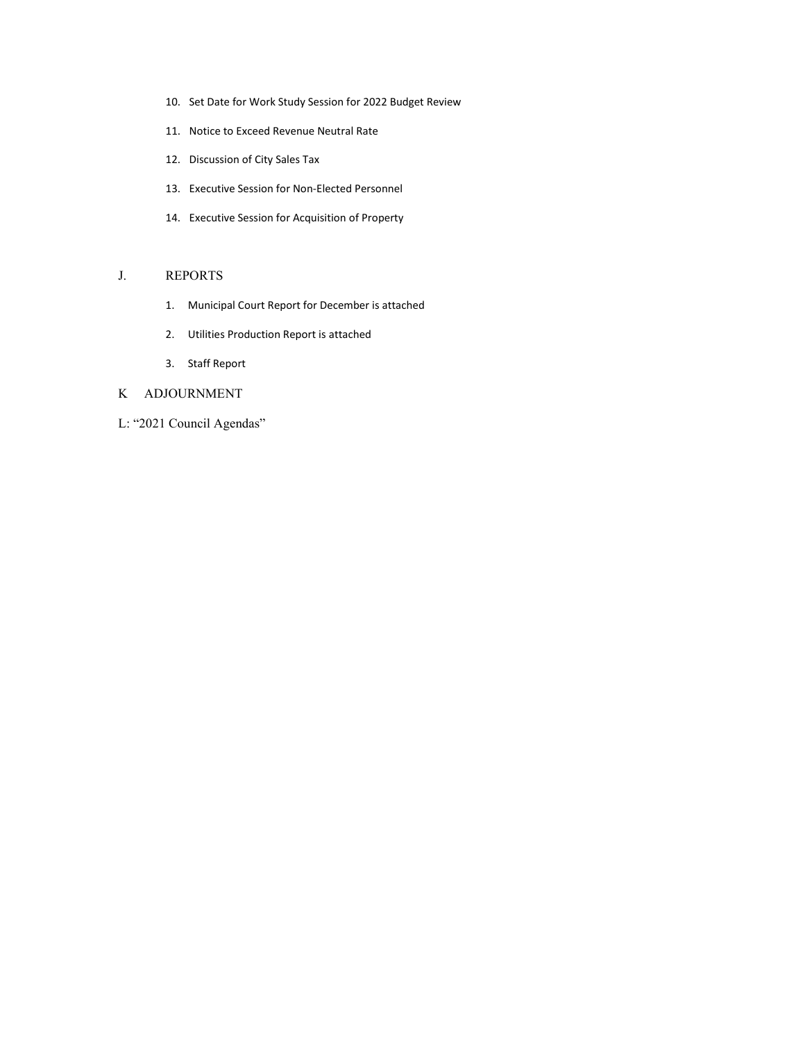10. Set Date for Work Study Session for 2022 Budget Review
11. Notice to Exceed Revenue Neutral Rate
12. Discussion of City Sales Tax
13. Executive Session for Non-Elected Personnel
14. Executive Session for Acquisition of Property

## J. REPORTS

1. Municipal Court Report for December is attached
2. Utilities Production Report is attached
3. Staff Report

## K ADJOURNMENT

L: "2021 Council Agendas"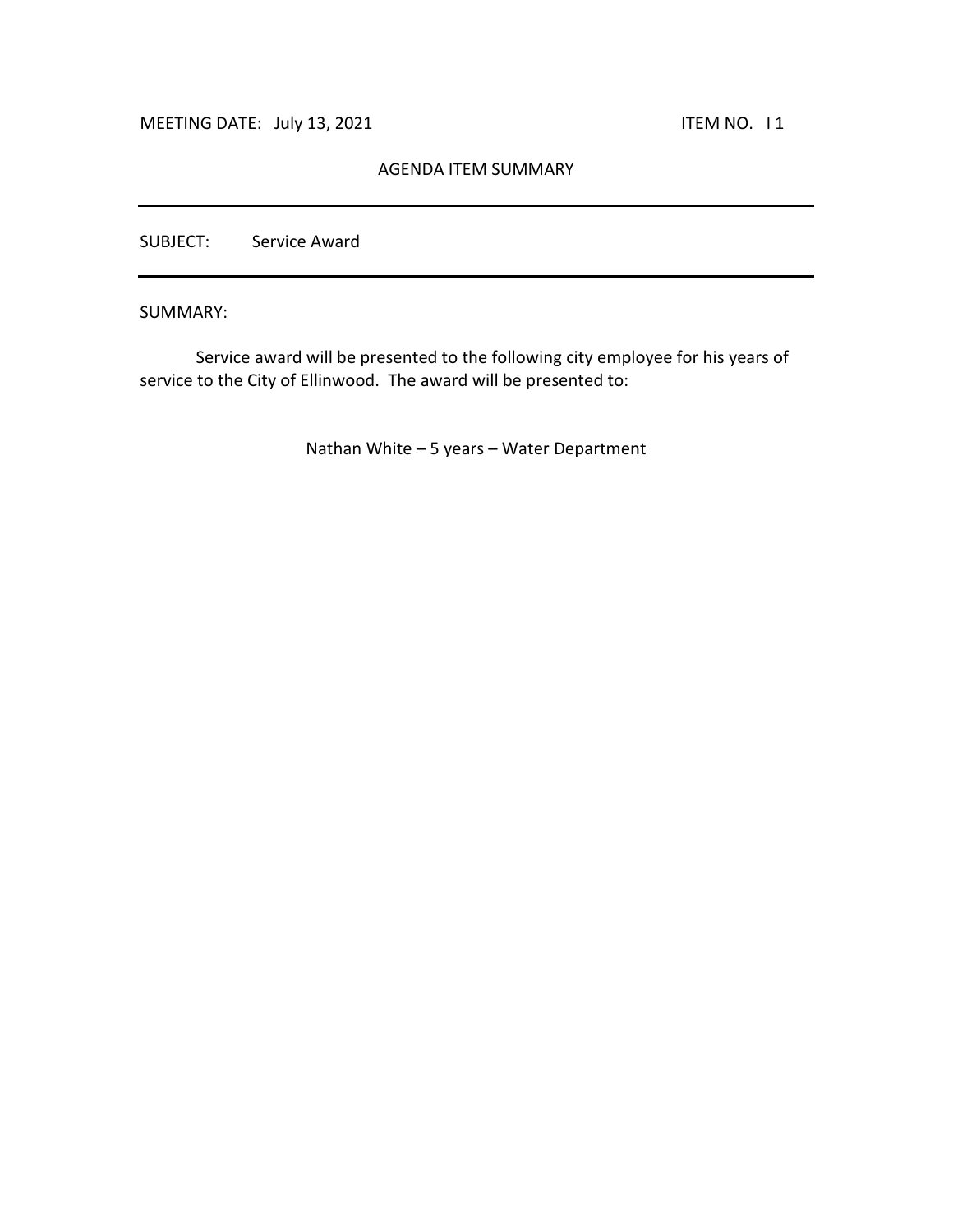MEETING DATE: July 13, 2021 ITEM NO. I 1

AGENDA ITEM SUMMARY

---

SUBJECT: Service Award

---

SUMMARY:

Service award will be presented to the following city employee for his years of service to the City of Ellinwood. The award will be presented to:

Nathan White – 5 years – Water Department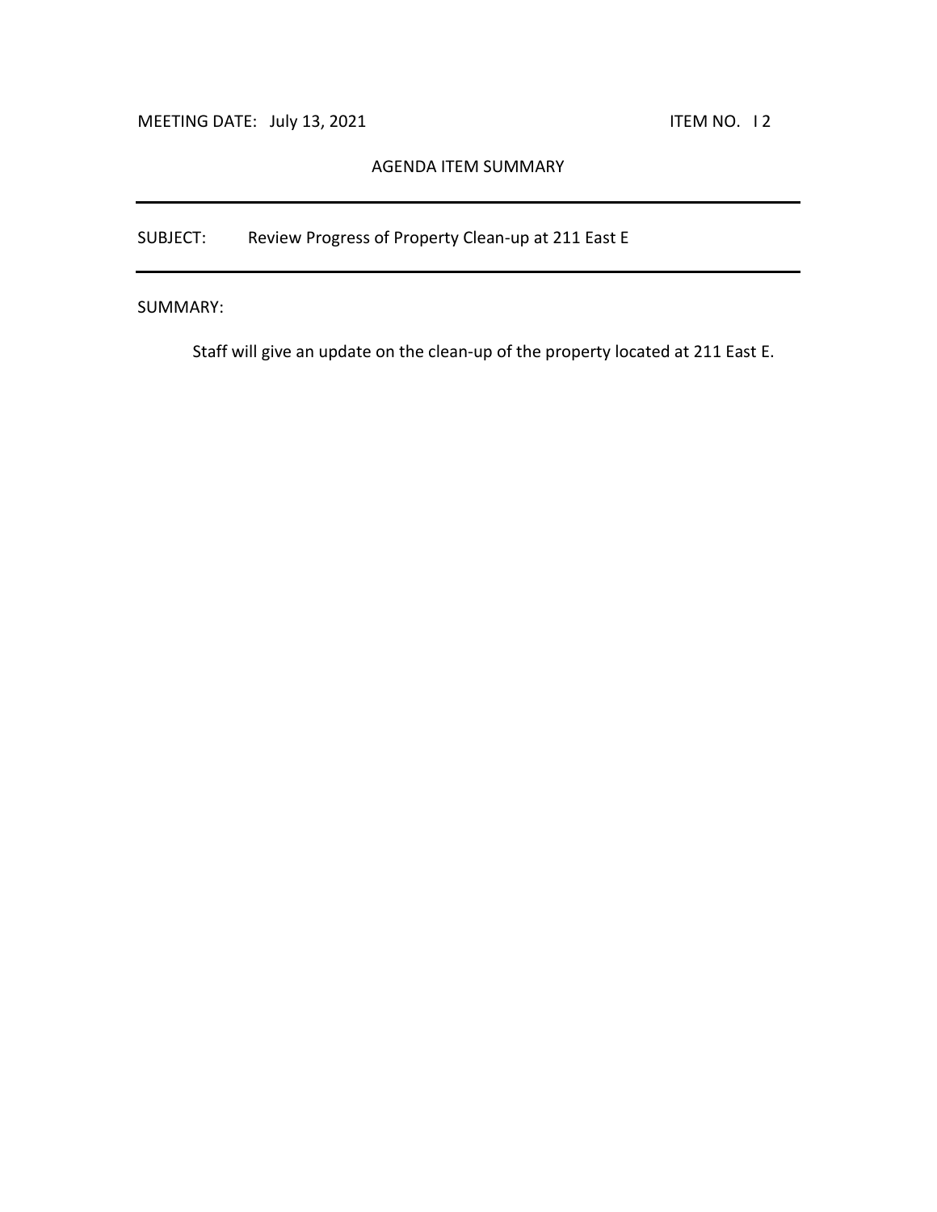MEETING DATE: July 13, 2021 ITEM NO. I 2

AGENDA ITEM SUMMARY

---

SUBJECT: Review Progress of Property Clean-up at 211 East E

---

SUMMARY:

Staff will give an update on the clean-up of the property located at 211 East E.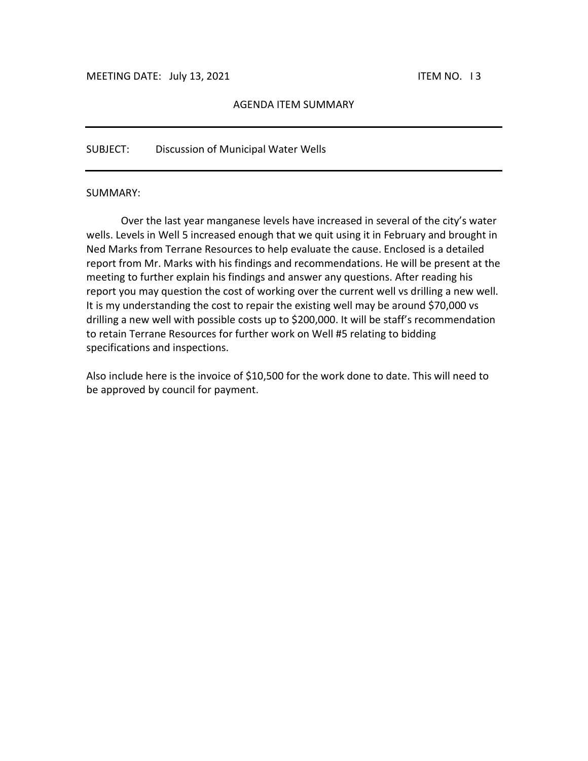MEETING DATE: July 13, 2021 ITEM NO. I 3

AGENDA ITEM SUMMARY

---

SUBJECT: Discussion of Municipal Water Wells

---

SUMMARY:

Over the last year manganese levels have increased in several of the city's water wells. Levels in Well 5 increased enough that we quit using it in February and brought in Ned Marks from Terrane Resources to help evaluate the cause. Enclosed is a detailed report from Mr. Marks with his findings and recommendations. He will be present at the meeting to further explain his findings and answer any questions. After reading his report you may question the cost of working over the current well vs drilling a new well. It is my understanding the cost to repair the existing well may be around $70,000 vs drilling a new well with possible costs up to $200,000. It will be staff's recommendation to retain Terrane Resources for further work on Well #5 relating to bidding specifications and inspections.

Also include here is the invoice of $10,500 for the work done to date. This will need to be approved by council for payment.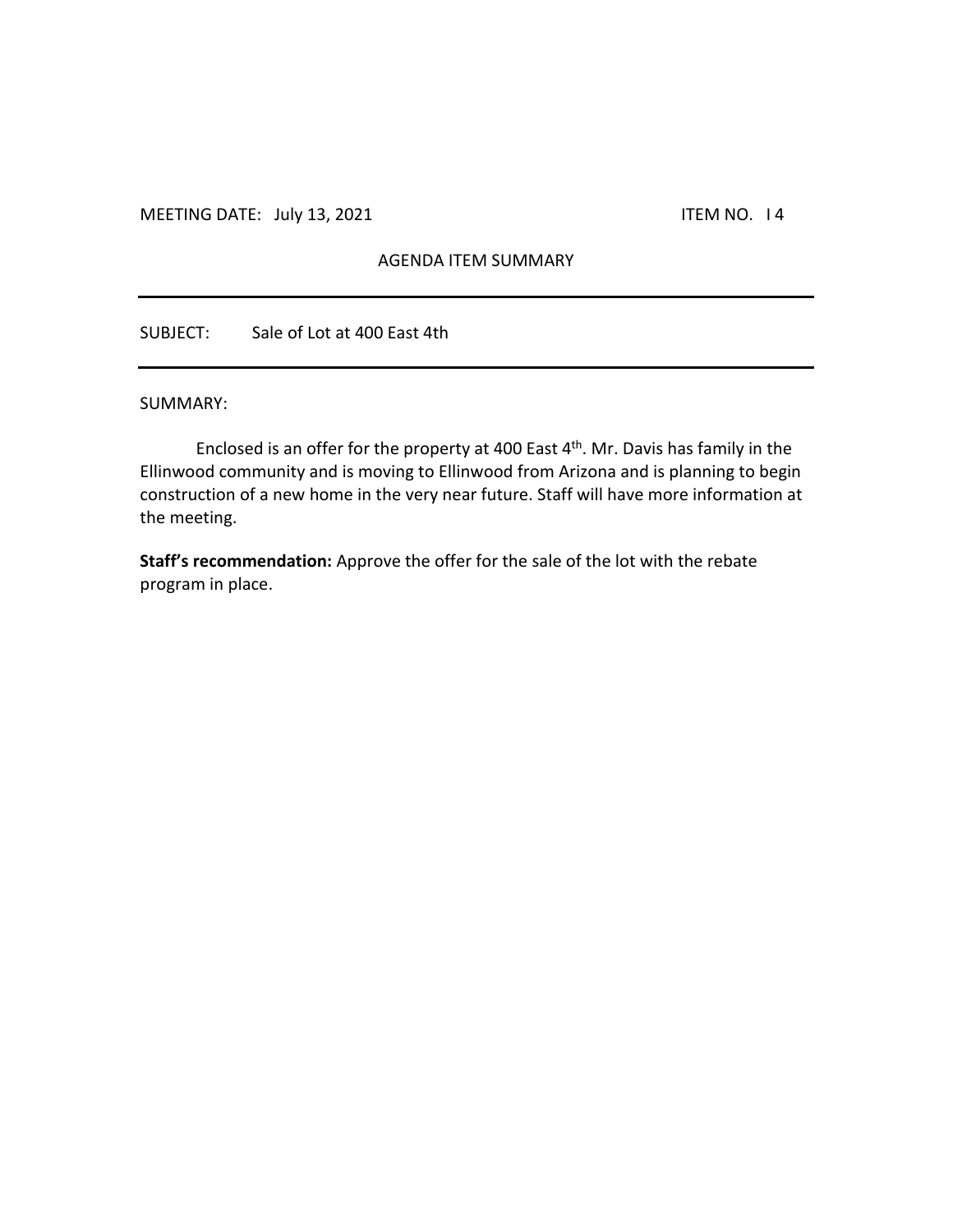MEETING DATE: July 13, 2021 ITEM NO. I 4

AGENDA ITEM SUMMARY

---

SUBJECT: Sale of Lot at 400 East 4th

---

SUMMARY:

Enclosed is an offer for the property at 400 East 4th. Mr. Davis has family in the Ellinwood community and is moving to Ellinwood from Arizona and is planning to begin construction of a new home in the very near future. Staff will have more information at the meeting.

**Staff's recommendation:** Approve the offer for the sale of the lot with the rebate program in place.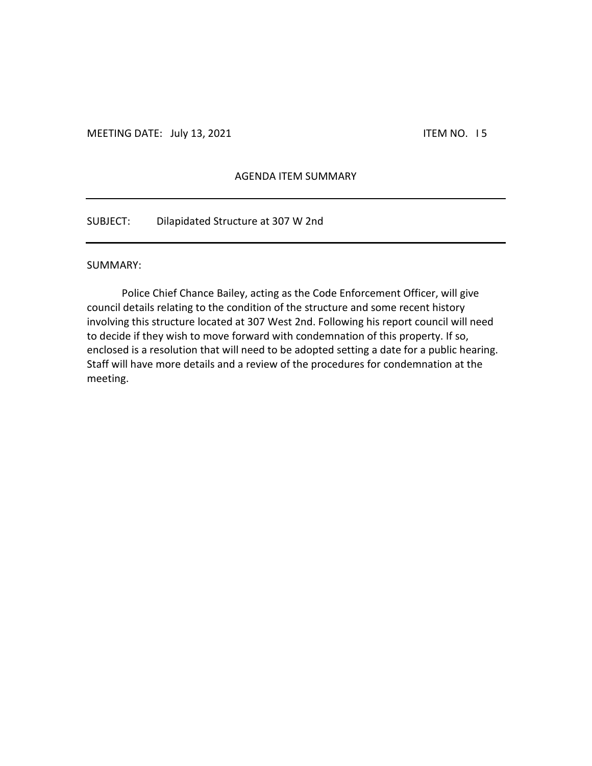MEETING DATE: July 13, 2021 ITEM NO. I 5

## AGENDA ITEM SUMMARY

---

SUBJECT: Dilapidated Structure at 307 W 2nd

---

SUMMARY:

Police Chief Chance Bailey, acting as the Code Enforcement Officer, will give council details relating to the condition of the structure and some recent history involving this structure located at 307 West 2nd. Following his report council will need to decide if they wish to move forward with condemnation of this property. If so, enclosed is a resolution that will need to be adopted setting a date for a public hearing. Staff will have more details and a review of the procedures for condemnation at the meeting.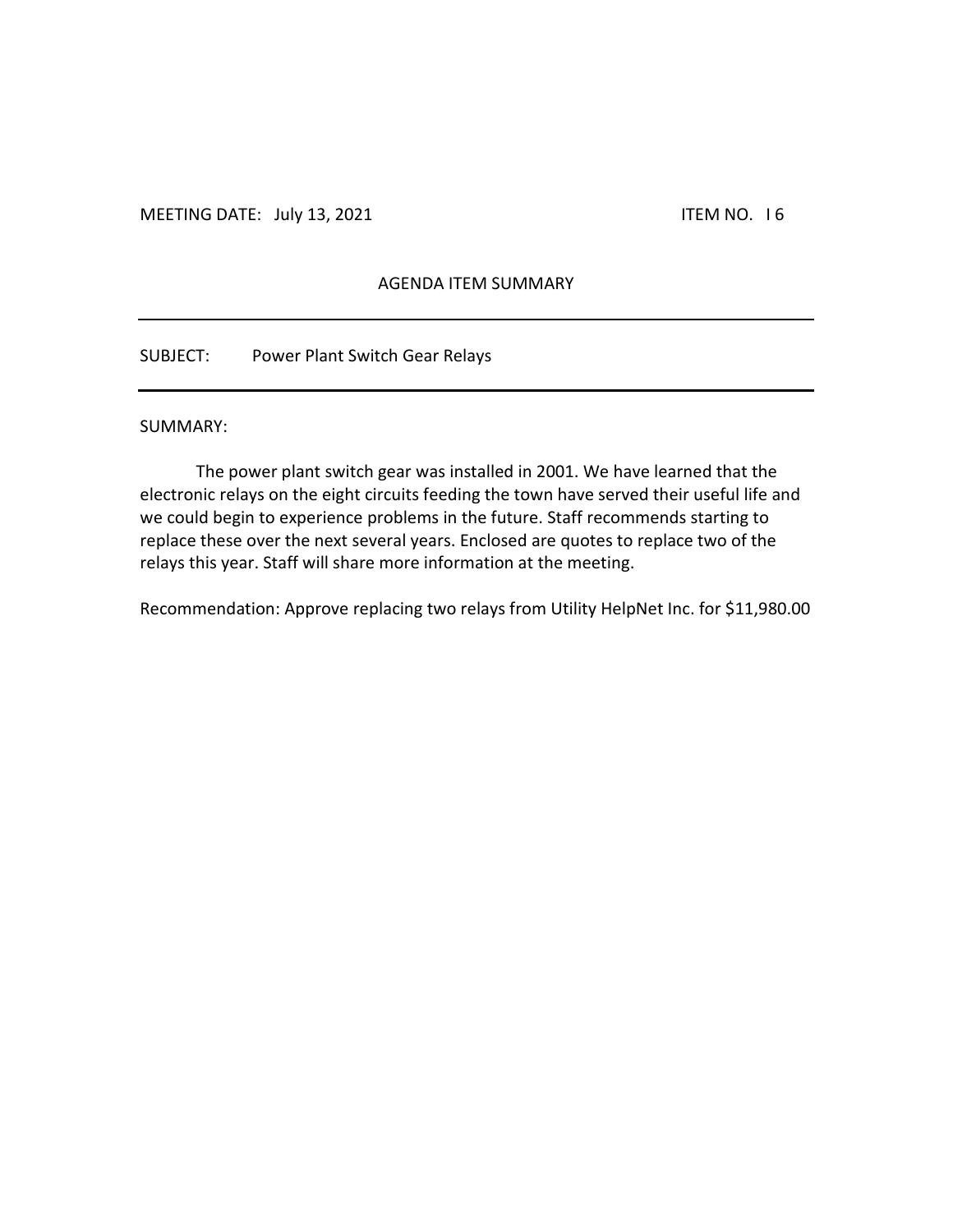MEETING DATE: July 13, 2021 ITEM NO. I 6

## AGENDA ITEM SUMMARY

---

SUBJECT: Power Plant Switch Gear Relays

---

SUMMARY:

The power plant switch gear was installed in 2001. We have learned that the electronic relays on the eight circuits feeding the town have served their useful life and we could begin to experience problems in the future. Staff recommends starting to replace these over the next several years. Enclosed are quotes to replace two of the relays this year. Staff will share more information at the meeting.

Recommendation: Approve replacing two relays from Utility HelpNet Inc. for $11,980.00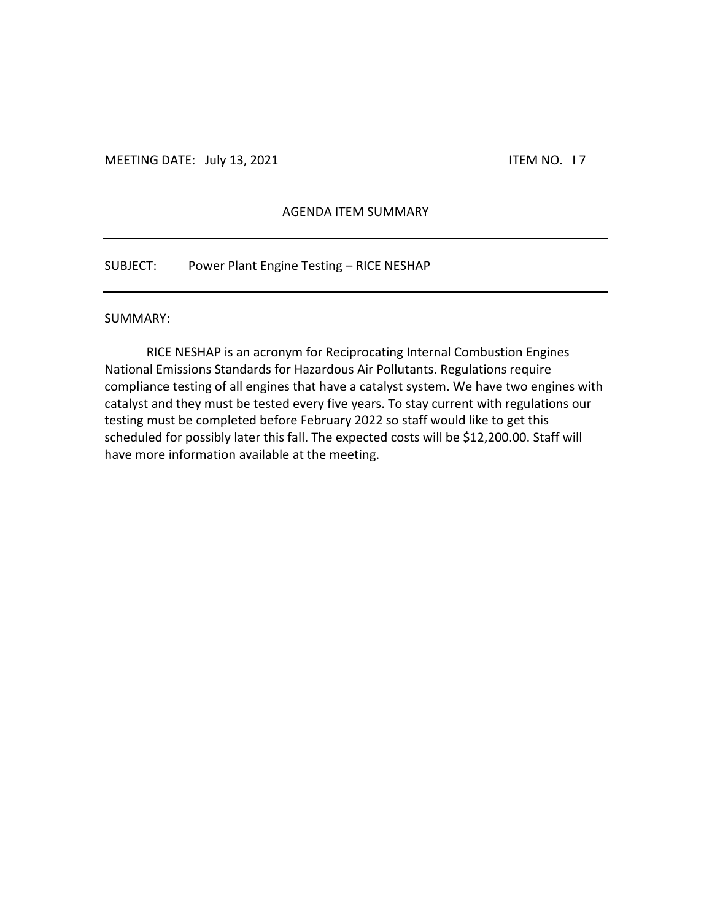MEETING DATE: July 13, 2021 ITEM NO. I 7

## AGENDA ITEM SUMMARY

---

SUBJECT: Power Plant Engine Testing – RICE NESHAP

---

SUMMARY:

RICE NESHAP is an acronym for Reciprocating Internal Combustion Engines National Emissions Standards for Hazardous Air Pollutants. Regulations require compliance testing of all engines that have a catalyst system. We have two engines with catalyst and they must be tested every five years. To stay current with regulations our testing must be completed before February 2022 so staff would like to get this scheduled for possibly later this fall. The expected costs will be $12,200.00. Staff will have more information available at the meeting.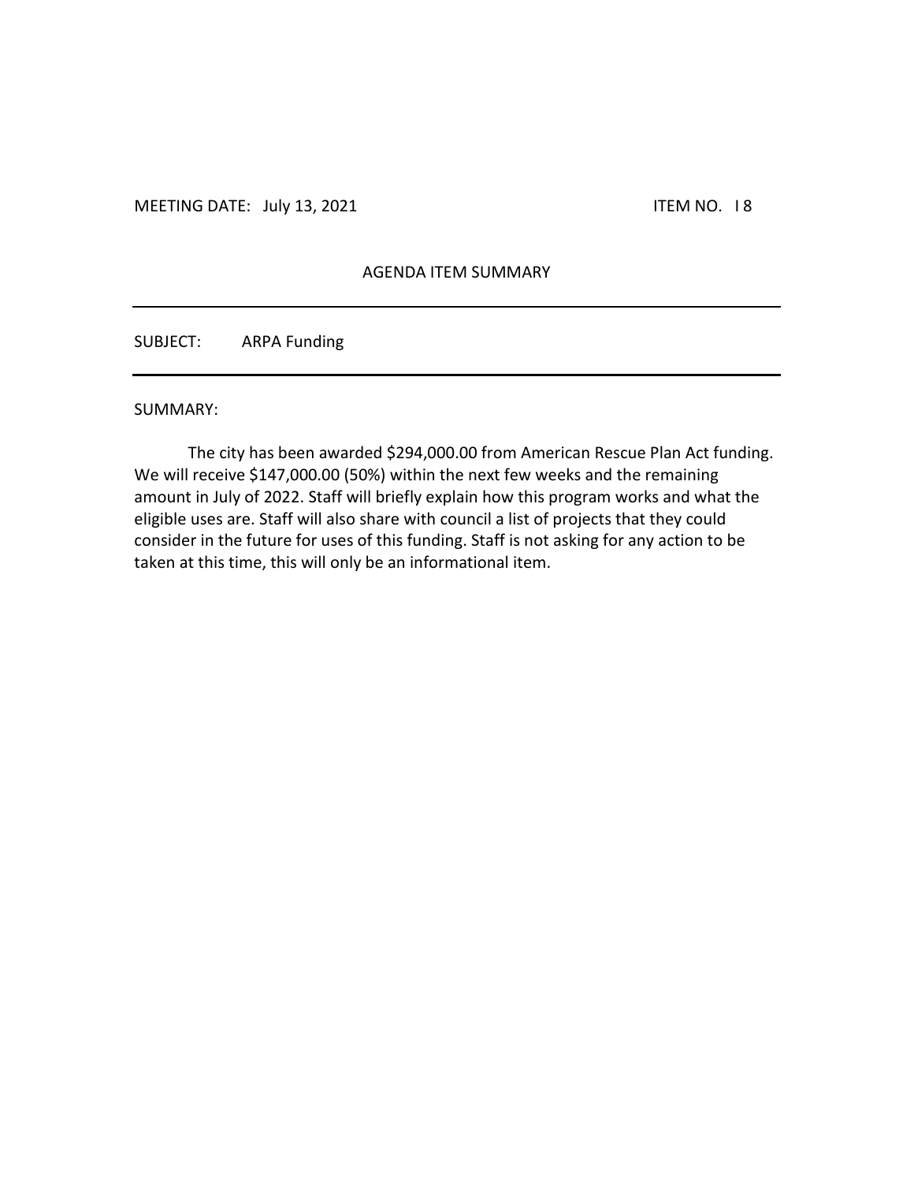MEETING DATE: July 13, 2021 ITEM NO. I 8

## AGENDA ITEM SUMMARY

---

SUBJECT: ARPA Funding

---

SUMMARY:

The city has been awarded $294,000.00 from American Rescue Plan Act funding. We will receive $147,000.00 (50%) within the next few weeks and the remaining amount in July of 2022. Staff will briefly explain how this program works and what the eligible uses are. Staff will also share with council a list of projects that they could consider in the future for uses of this funding. Staff is not asking for any action to be taken at this time, this will only be an informational item.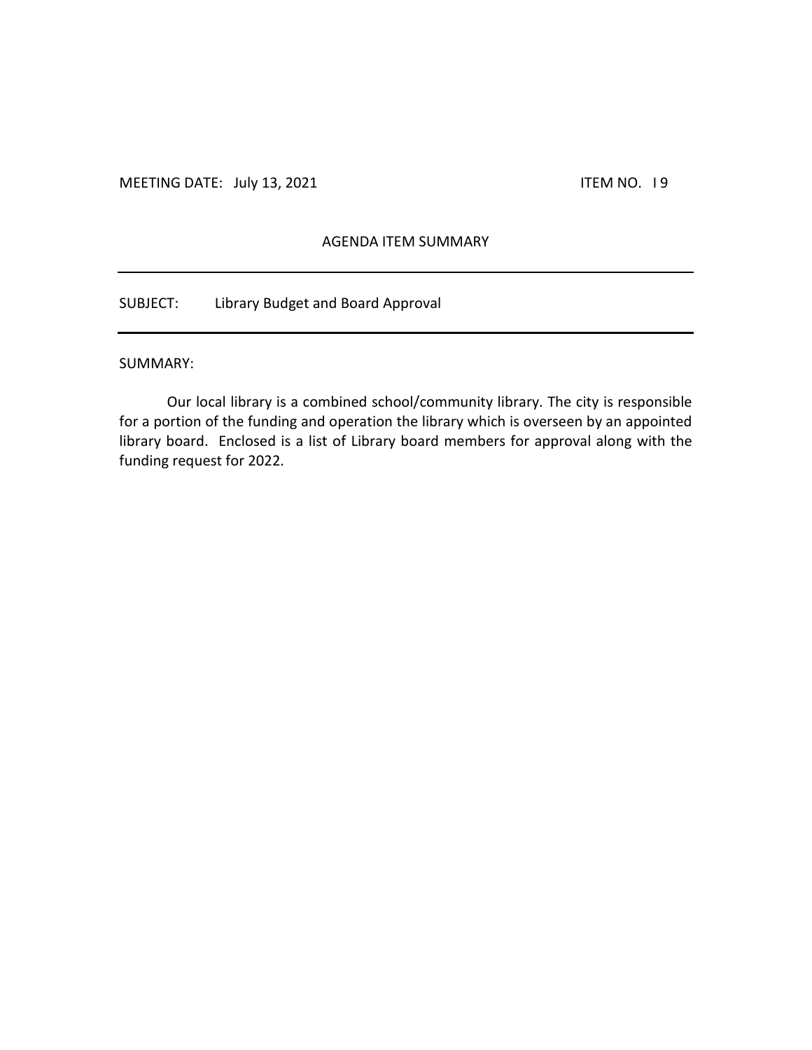MEETING DATE: July 13, 2021 ITEM NO. I 9

AGENDA ITEM SUMMARY

---

SUBJECT: Library Budget and Board Approval

---

SUMMARY:

Our local library is a combined school/community library. The city is responsible for a portion of the funding and operation the library which is overseen by an appointed library board. Enclosed is a list of Library board members for approval along with the funding request for 2022.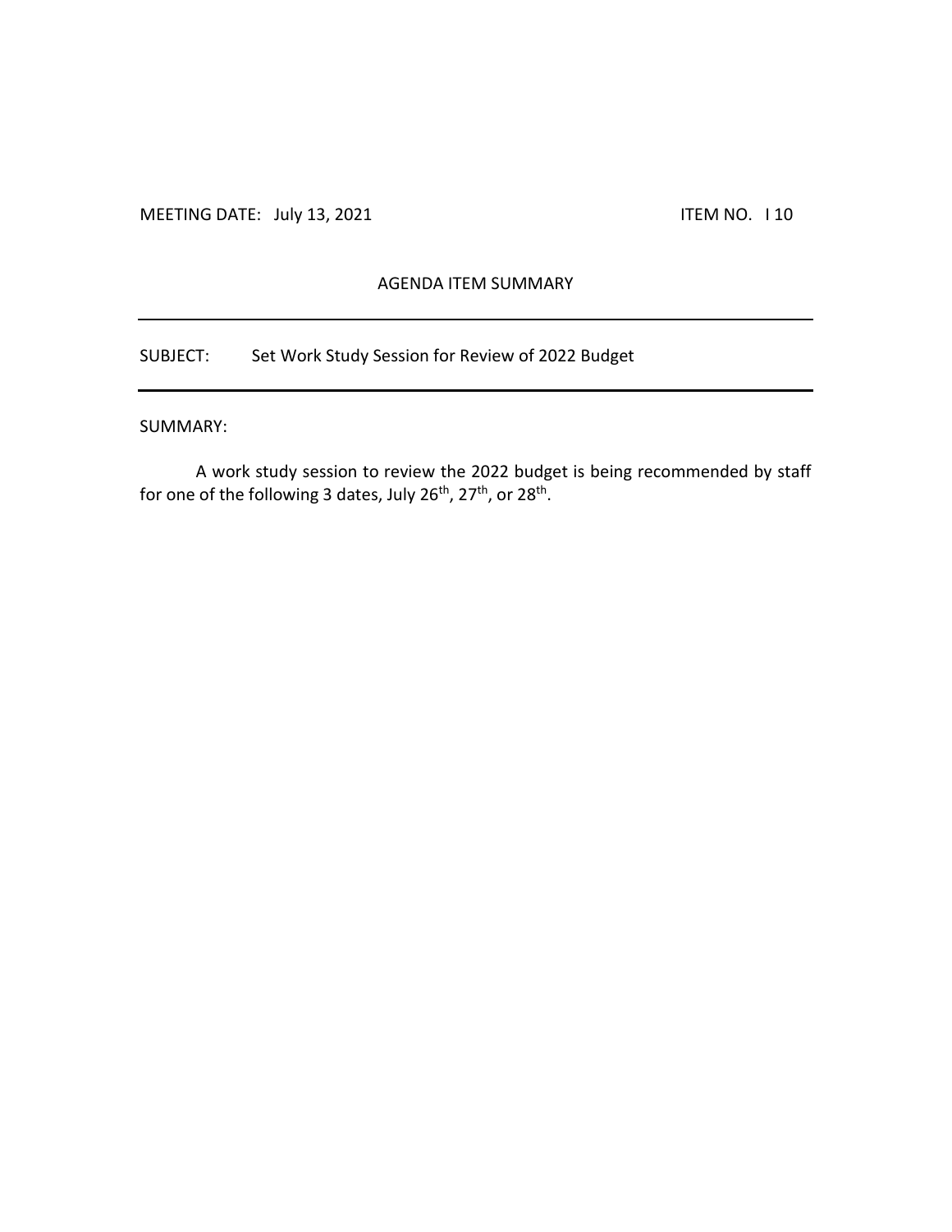MEETING DATE: July 13, 2021 ITEM NO. I 10

## AGENDA ITEM SUMMARY

---

SUBJECT: Set Work Study Session for Review of 2022 Budget

---

SUMMARY:

A work study session to review the 2022 budget is being recommended by staff for one of the following 3 dates, July 26th, 27th, or 28th.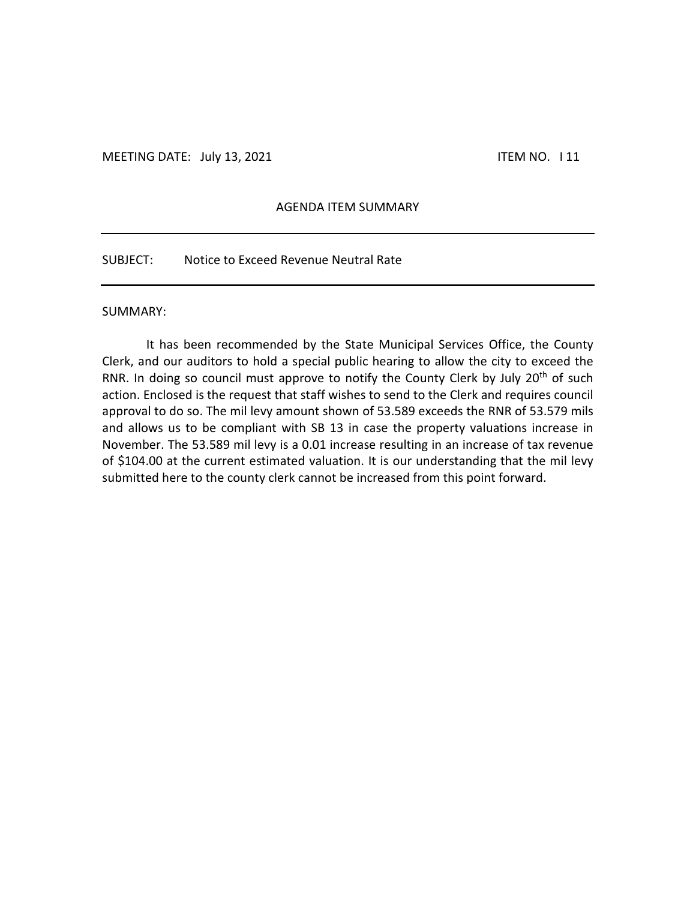MEETING DATE: July 13, 2021 ITEM NO. I 11

AGENDA ITEM SUMMARY

---

SUBJECT: Notice to Exceed Revenue Neutral Rate

---

SUMMARY:

It has been recommended by the State Municipal Services Office, the County Clerk, and our auditors to hold a special public hearing to allow the city to exceed the RNR. In doing so council must approve to notify the County Clerk by July 20th of such action. Enclosed is the request that staff wishes to send to the Clerk and requires council approval to do so. The mil levy amount shown of 53.589 exceeds the RNR of 53.579 mils and allows us to be compliant with SB 13 in case the property valuations increase in November. The 53.589 mil levy is a 0.01 increase resulting in an increase of tax revenue of $104.00 at the current estimated valuation. It is our understanding that the mil levy submitted here to the county clerk cannot be increased from this point forward.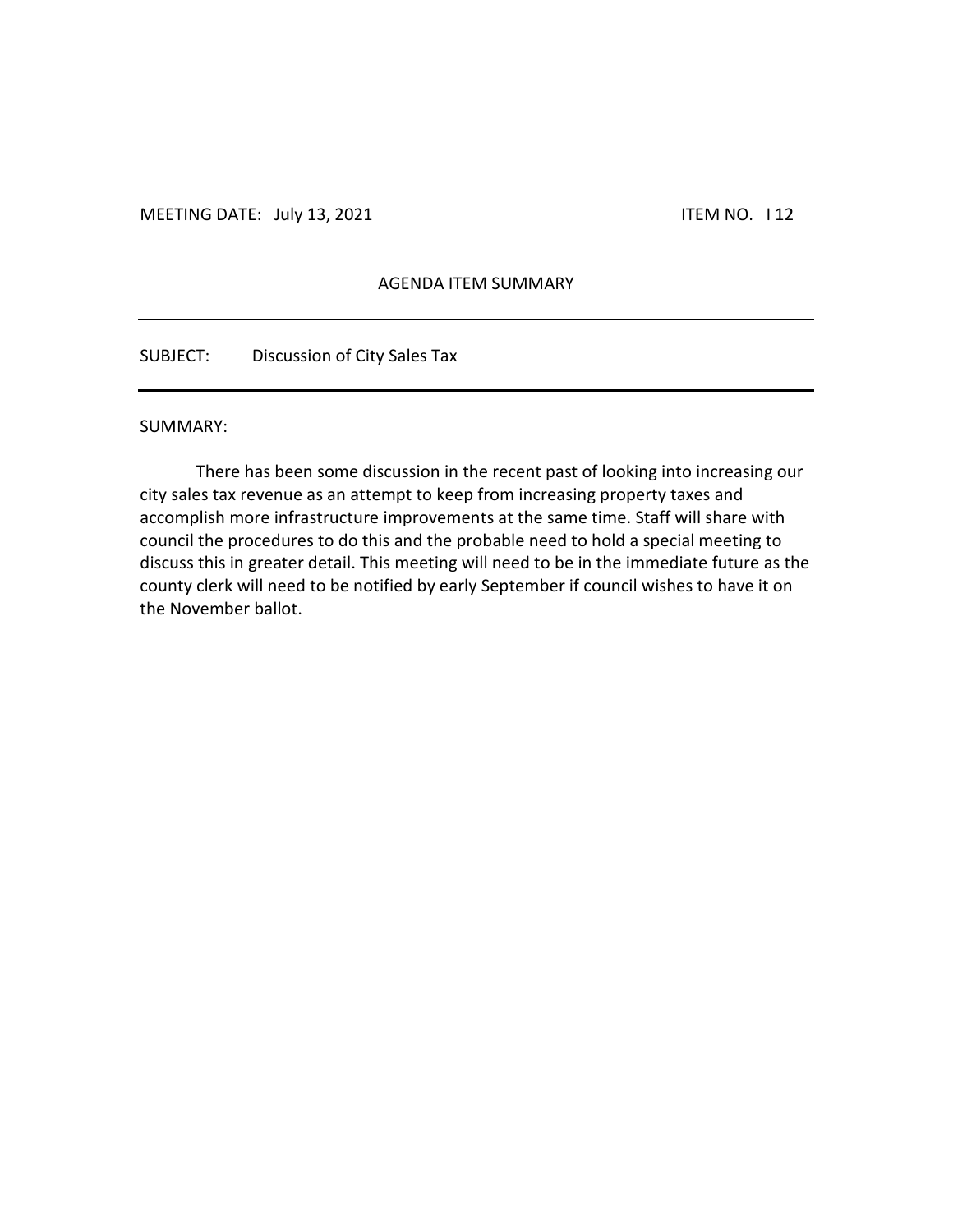MEETING DATE: July 13, 2021 ITEM NO. I 12

## AGENDA ITEM SUMMARY

---

SUBJECT: Discussion of City Sales Tax

---

SUMMARY:

There has been some discussion in the recent past of looking into increasing our city sales tax revenue as an attempt to keep from increasing property taxes and accomplish more infrastructure improvements at the same time. Staff will share with council the procedures to do this and the probable need to hold a special meeting to discuss this in greater detail. This meeting will need to be in the immediate future as the county clerk will need to be notified by early September if council wishes to have it on the November ballot.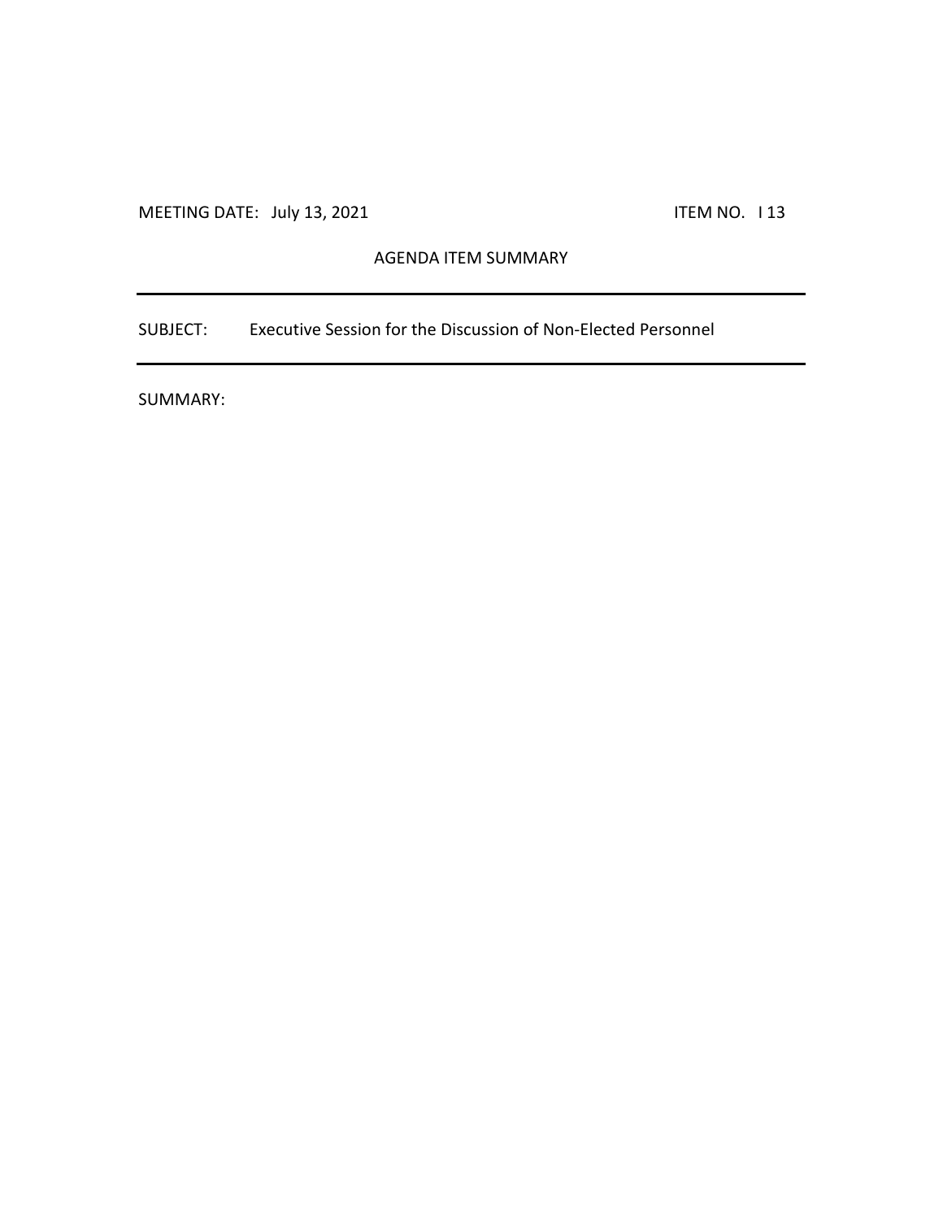MEETING DATE: July 13, 2021 ITEM NO. I 13

AGENDA ITEM SUMMARY

---

SUBJECT: Executive Session for the Discussion of Non-Elected Personnel

---

SUMMARY: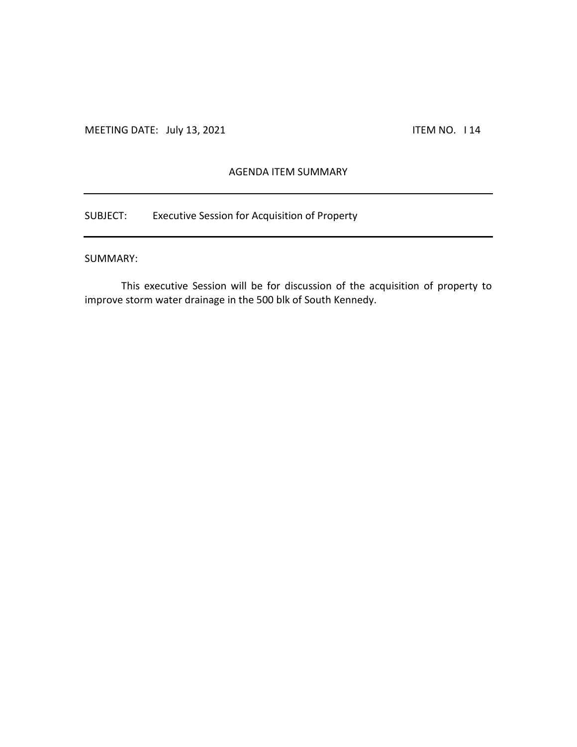MEETING DATE: July 13, 2021 ITEM NO. I 14

AGENDA ITEM SUMMARY

---

SUBJECT: Executive Session for Acquisition of Property

---

SUMMARY:

This executive Session will be for discussion of the acquisition of property to improve storm water drainage in the 500 blk of South Kennedy.